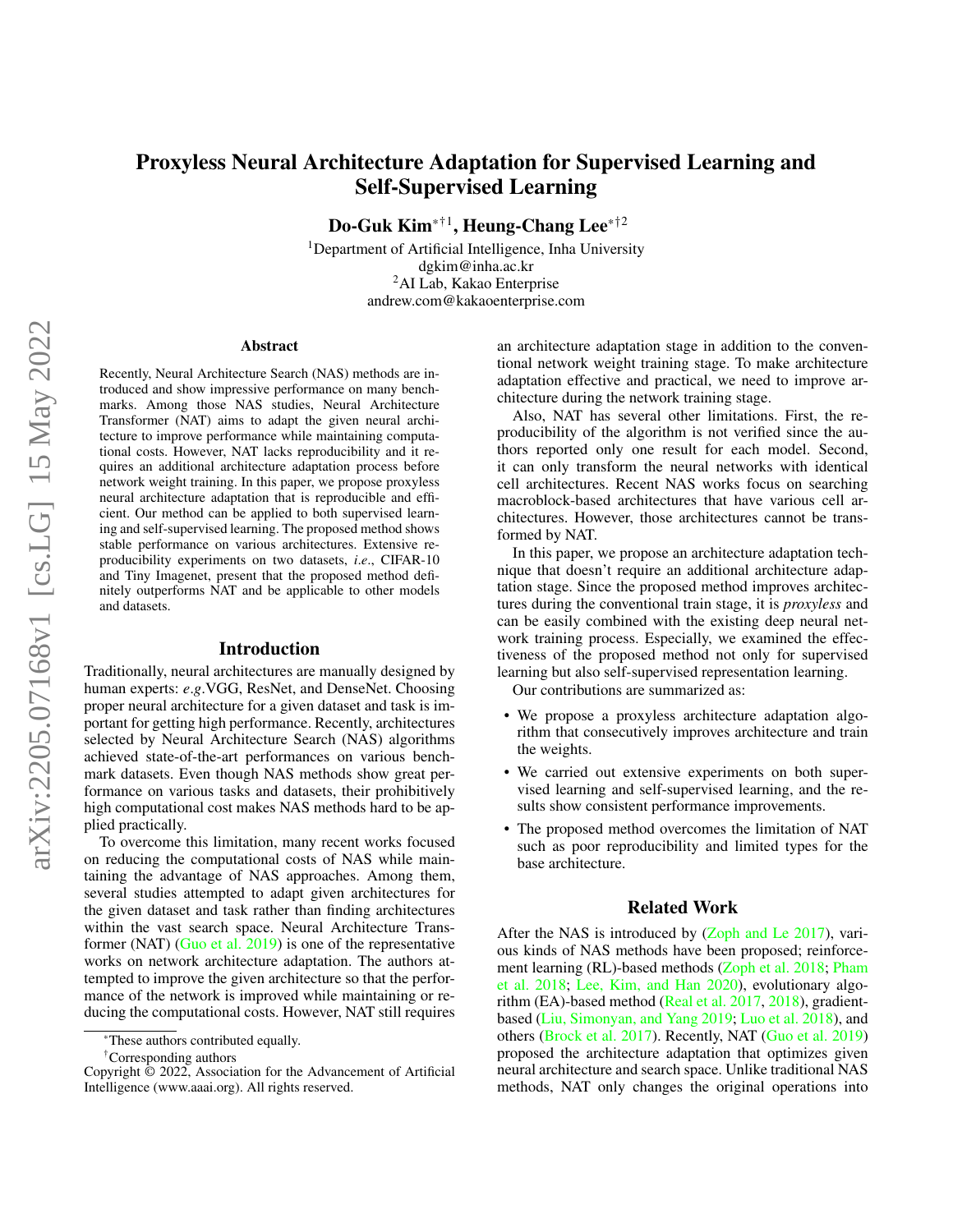# Proxyless Neural Architecture Adaptation for Supervised Learning and Self-Supervised Learning

**Do-Guk Kim**[*†1], **Heung-Chang Lee**[*†2]

[1]Department of Artificial Intelligence, Inha University
dgkim@inha.ac.kr
[2]AI Lab, Kakao Enterprise
andrew.com@kakaoenterprise.com

## Abstract

Recently, Neural Architecture Search (NAS) methods are introduced and show impressive performance on many benchmarks. Among those NAS studies, Neural Architecture Transformer (NAT) aims to adapt the given neural architecture to improve performance while maintaining computational costs. However, NAT lacks reproducibility and it requires an additional architecture adaptation process before network weight training. In this paper, we propose proxyless neural architecture adaptation that is reproducible and efficient. Our method can be applied to both supervised learning and self-supervised learning. The proposed method shows stable performance on various architectures. Extensive reproducibility experiments on two datasets, *i.e.*, CIFAR-10 and Tiny Imagenet, present that the proposed method definitely outperforms NAT and be applicable to other models and datasets.

## Introduction

Traditionally, neural architectures are manually designed by human experts: *e.g.*VGG, ResNet, and DenseNet. Choosing proper neural architecture for a given dataset and task is important for getting high performance. Recently, architectures selected by Neural Architecture Search (NAS) algorithms achieved state-of-the-art performances on various benchmark datasets. Even though NAS methods show great performance on various tasks and datasets, their prohibitively high computational cost makes NAS methods hard to be applied practically.

To overcome this limitation, many recent works focused on reducing the computational costs of NAS while maintaining the advantage of NAS approaches. Among them, several studies attempted to adapt given architectures for the given dataset and task rather than finding architectures within the vast search space. Neural Architecture Transformer (NAT) (Guo et al. 2019) is one of the representative works on network architecture adaptation. The authors attempted to improve the given architecture so that the performance of the network is improved while maintaining or reducing the computational costs. However, NAT still requires an architecture adaptation stage in addition to the conventional network weight training stage. To make architecture adaptation effective and practical, we need to improve architecture during the network training stage.

Also, NAT has several other limitations. First, the reproducibility of the algorithm is not verified since the authors reported only one result for each model. Second, it can only transform the neural networks with identical cell architectures. Recent NAS works focus on searching macroblock-based architectures that have various cell architectures. However, those architectures cannot be transformed by NAT.

In this paper, we propose an architecture adaptation technique that doesn't require an additional architecture adaptation stage. Since the proposed method improves architectures during the conventional train stage, it is *proxyless* and can be easily combined with the existing deep neural network training process. Especially, we examined the effectiveness of the proposed method not only for supervised learning but also self-supervised representation learning.

Our contributions are summarized as:

- We propose a proxyless architecture adaptation algorithm that consecutively improves architecture and train the weights.
- We carried out extensive experiments on both supervised learning and self-supervised learning, and the results show consistent performance improvements.
- The proposed method overcomes the limitation of NAT such as poor reproducibility and limited types for the base architecture.

## Related Work

After the NAS is introduced by (Zoph and Le 2017), various kinds of NAS methods have been proposed; reinforcement learning (RL)-based methods (Zoph et al. 2018; Pham et al. 2018; Lee, Kim, and Han 2020), evolutionary algorithm (EA)-based method (Real et al. 2017, 2018), gradient-based (Liu, Simonyan, and Yang 2019; Luo et al. 2018), and others (Brock et al. 2017). Recently, NAT (Guo et al. 2019) proposed the architecture adaptation that optimizes given neural architecture and search space. Unlike traditional NAS methods, NAT only changes the original operations into

[*]These authors contributed equally.
[†]Corresponding authors
Copyright © 2022, Association for the Advancement of Artificial Intelligence (www.aaai.org). All rights reserved.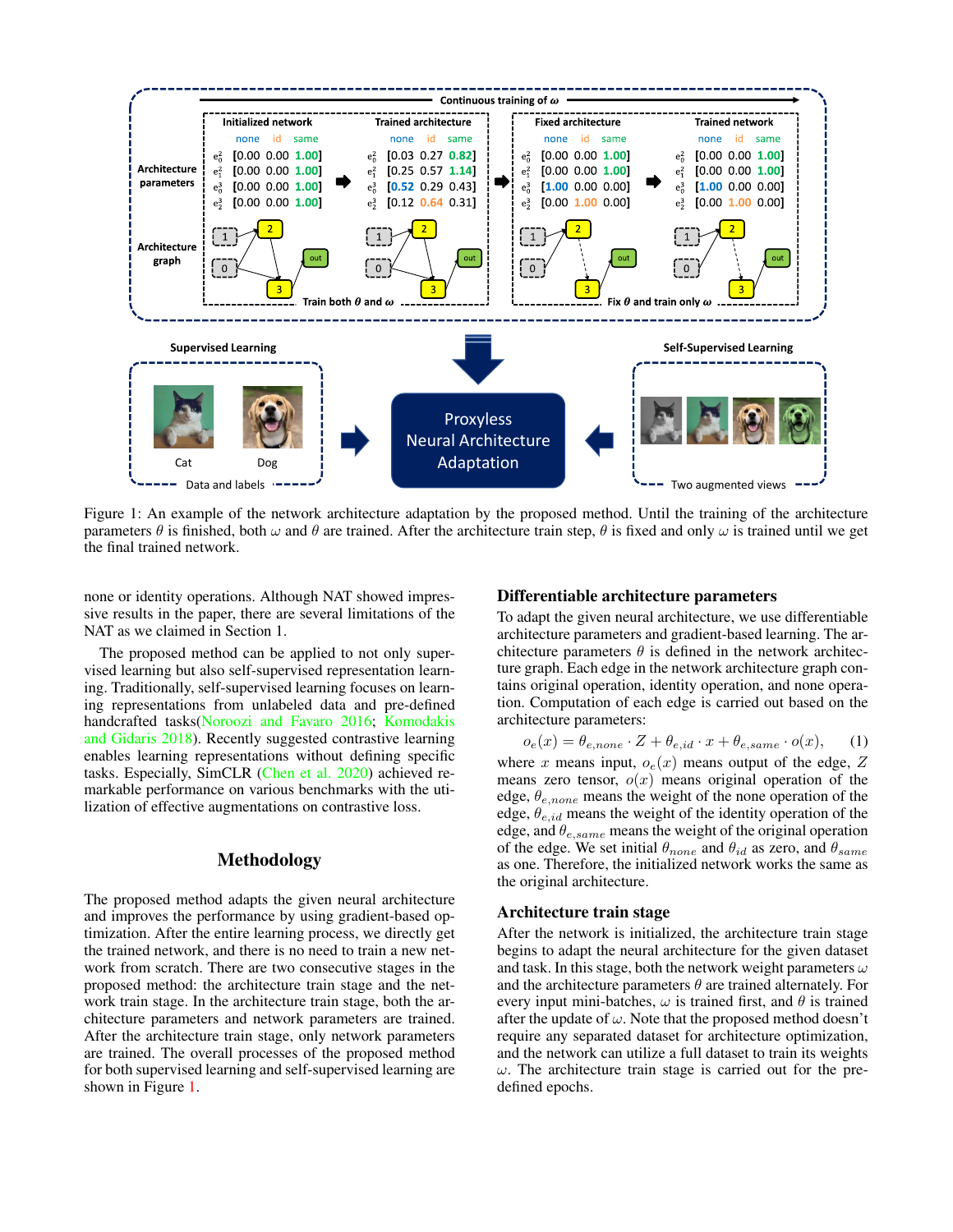Figure 1: An example of the network architecture adaptation by the proposed method. Until the training of the architecture parameters $\theta$ is finished, both $\omega$ and $\theta$ are trained. After the architecture train step, $\theta$ is fixed and only $\omega$ is trained until we get the final trained network.

none or identity operations. Although NAT showed impressive results in the paper, there are several limitations of the NAT as we claimed in Section 1.

The proposed method can be applied to not only supervised learning but also self-supervised representation learning. Traditionally, self-supervised learning focuses on learning representations from unlabeled data and pre-defined handcrafted tasks(Noroozi and Favaro 2016; Komodakis and Gidaris 2018). Recently suggested contrastive learning enables learning representations without defining specific tasks. Especially, SimCLR (Chen et al. 2020) achieved remarkable performance on various benchmarks with the utilization of effective augmentations on contrastive loss.

## Methodology

The proposed method adapts the given neural architecture and improves the performance by using gradient-based optimization. After the entire learning process, we directly get the trained network, and there is no need to train a new network from scratch. There are two consecutive stages in the proposed method: the architecture train stage and the network train stage. In the architecture train stage, both the architecture parameters and network parameters are trained. After the architecture train stage, only network parameters are trained. The overall processes of the proposed method for both supervised learning and self-supervised learning are shown in Figure 1.

### Differentiable architecture parameters

To adapt the given neural architecture, we use differentiable architecture parameters and gradient-based learning. The architecture parameters $\theta$ is defined in the network architecture graph. Each edge in the network architecture graph contains original operation, identity operation, and none operation. Computation of each edge is carried out based on the architecture parameters:

$$o_e(x) = \theta_{e,none} \cdot Z + \theta_{e,id} \cdot x + \theta_{e,same} \cdot o(x), \tag{1}$$

where $x$ means input, $o_e(x)$ means output of the edge, $Z$ means zero tensor, $o(x)$ means original operation of the edge, $\theta_{e,none}$ means the weight of the none operation of the edge, $\theta_{e,id}$ means the weight of the identity operation of the edge, and $\theta_{e,same}$ means the weight of the original operation of the edge. We set initial $\theta_{none}$ and $\theta_{id}$ as zero, and $\theta_{same}$ as one. Therefore, the initialized network works the same as the original architecture.

### Architecture train stage

After the network is initialized, the architecture train stage begins to adapt the neural architecture for the given dataset and task. In this stage, both the network weight parameters $\omega$ and the architecture parameters $\theta$ are trained alternately. For every input mini-batches, $\omega$ is trained first, and $\theta$ is trained after the update of $\omega$. Note that the proposed method doesn't require any separated dataset for architecture optimization, and the network can utilize a full dataset to train its weights $\omega$. The architecture train stage is carried out for the pre-defined epochs.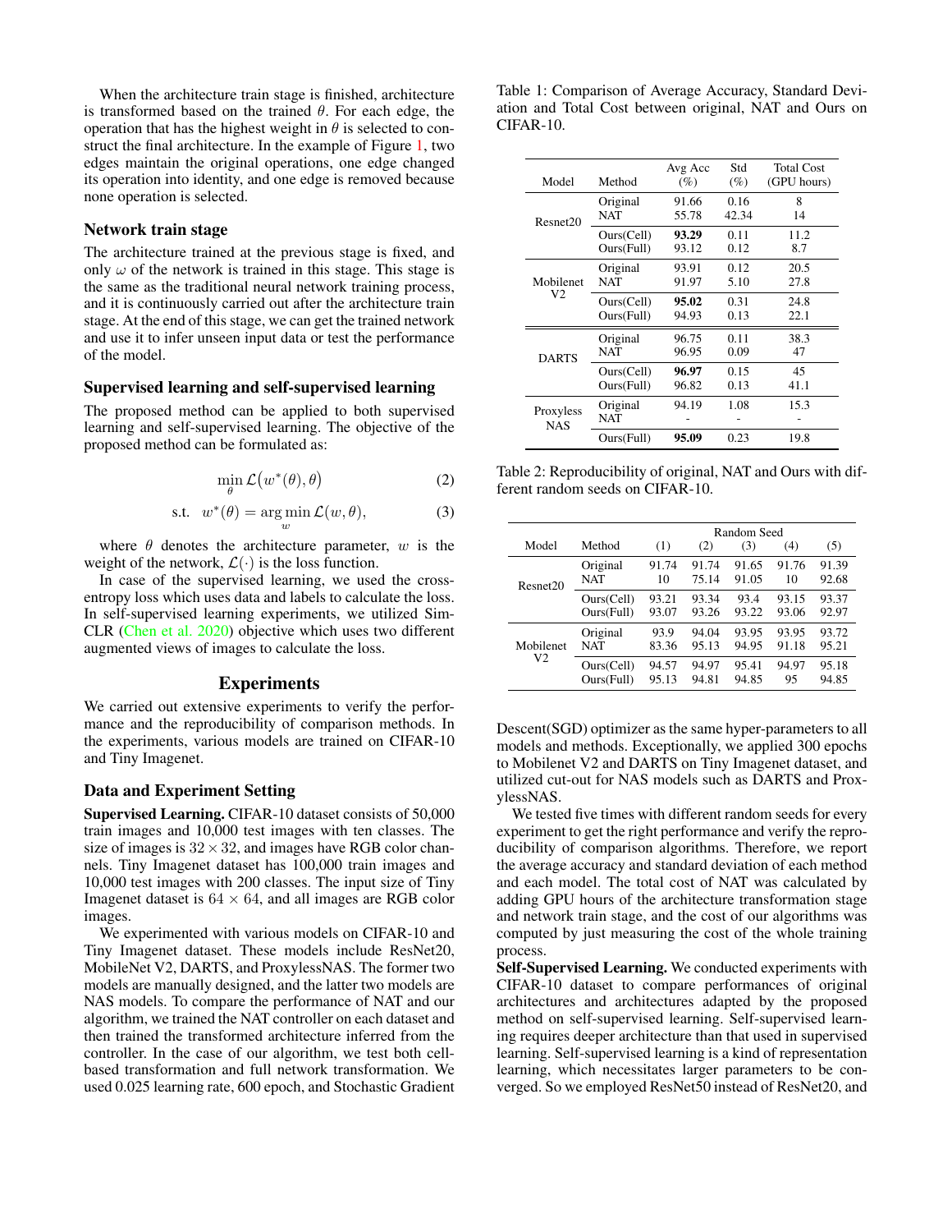When the architecture train stage is finished, architecture is transformed based on the trained $\theta$. For each edge, the operation that has the highest weight in $\theta$ is selected to construct the final architecture. In the example of Figure 1, two edges maintain the original operations, one edge changed its operation into identity, and one edge is removed because none operation is selected.

### Network train stage

The architecture trained at the previous stage is fixed, and only $\omega$ of the network is trained in this stage. This stage is the same as the traditional neural network training process, and it is continuously carried out after the architecture train stage. At the end of this stage, we can get the trained network and use it to infer unseen input data or test the performance of the model.

### Supervised learning and self-supervised learning

The proposed method can be applied to both supervised learning and self-supervised learning. The objective of the proposed method can be formulated as:

$$\min_{\theta} \mathcal{L}\big(w^{*}(\theta), \theta\big) \tag{2}$$

$$\text{s.t.} \quad w^{*}(\theta) = \arg\min_{w} \mathcal{L}(w, \theta), \tag{3}$$

where $\theta$ denotes the architecture parameter, $w$ is the weight of the network, $\mathcal{L}(\cdot)$ is the loss function.

In case of the supervised learning, we used the cross-entropy loss which uses data and labels to calculate the loss. In self-supervised learning experiments, we utilized SimCLR (Chen et al. 2020) objective which uses two different augmented views of images to calculate the loss.

## Experiments

We carried out extensive experiments to verify the performance and the reproducibility of comparison methods. In the experiments, various models are trained on CIFAR-10 and Tiny Imagenet.

### Data and Experiment Setting

**Supervised Learning.** CIFAR-10 dataset consists of 50,000 train images and 10,000 test images with ten classes. The size of images is $32 \times 32$, and images have RGB color channels. Tiny Imagenet dataset has 100,000 train images and 10,000 test images with 200 classes. The input size of Tiny Imagenet dataset is $64 \times 64$, and all images are RGB color images.

We experimented with various models on CIFAR-10 and Tiny Imagenet dataset. These models include ResNet20, MobileNet V2, DARTS, and ProxylessNAS. The former two models are manually designed, and the latter two models are NAS models. To compare the performance of NAT and our algorithm, we trained the NAT controller on each dataset and then trained the transformed architecture inferred from the controller. In the case of our algorithm, we test both cell-based transformation and full network transformation. We used 0.025 learning rate, 600 epoch, and Stochastic Gradient Descent(SGD) optimizer as the same hyper-parameters to all models and methods. Exceptionally, we applied 300 epochs to Mobilenet V2 and DARTS on Tiny Imagenet dataset, and utilized cut-out for NAS models such as DARTS and ProxylessNAS.

Table 1: Comparison of Average Accuracy, Standard Deviation and Total Cost between original, NAT and Ours on CIFAR-10.

| Model | Method | Avg Acc (%) | Std (%) | Total Cost (GPU hours) |
|---|---|---|---|---|
| Resnet20 | Original | 91.66 | 0.16 | 8 |
| | NAT | 55.78 | 42.34 | 14 |
| | Ours(Cell) | **93.29** | 0.11 | 11.2 |
| | Ours(Full) | 93.12 | 0.12 | 8.7 |
| Mobilenet V2 | Original | 93.91 | 0.12 | 20.5 |
| | NAT | 91.97 | 5.10 | 27.8 |
| | Ours(Cell) | **95.02** | 0.31 | 24.8 |
| | Ours(Full) | 94.93 | 0.13 | 22.1 |
| DARTS | Original | 96.75 | 0.11 | 38.3 |
| | NAT | 96.95 | 0.09 | 47 |
| | Ours(Cell) | **96.97** | 0.15 | 45 |
| | Ours(Full) | 96.82 | 0.13 | 41.1 |
| Proxyless NAS | Original | 94.19 | 1.08 | 15.3 |
| | NAT | - | - | - |
| | Ours(Full) | **95.09** | 0.23 | 19.8 |

Table 2: Reproducibility of original, NAT and Ours with different random seeds on CIFAR-10.

| Model | Method | Random Seed (1) | (2) | (3) | (4) | (5) |
|---|---|---|---|---|---|---|
| Resnet20 | Original | 91.74 | 91.74 | 91.65 | 91.76 | 91.39 |
| | NAT | 10 | 75.14 | 91.05 | 10 | 92.68 |
| | Ours(Cell) | 93.21 | 93.34 | 93.4 | 93.15 | 93.37 |
| | Ours(Full) | 93.07 | 93.26 | 93.22 | 93.06 | 92.97 |
| Mobilenet V2 | Original | 93.9 | 94.04 | 93.95 | 93.95 | 93.72 |
| | NAT | 83.36 | 95.13 | 94.95 | 91.18 | 95.21 |
| | Ours(Cell) | 94.57 | 94.97 | 95.41 | 94.97 | 95.18 |
| | Ours(Full) | 95.13 | 94.81 | 94.85 | 95 | 94.85 |

We tested five times with different random seeds for every experiment to get the right performance and verify the reproducibility of comparison algorithms. Therefore, we report the average accuracy and standard deviation of each method and each model. The total cost of NAT was calculated by adding GPU hours of the architecture transformation stage and network train stage, and the cost of our algorithms was computed by just measuring the cost of the whole training process.

**Self-Supervised Learning.** We conducted experiments with CIFAR-10 dataset to compare performances of original architectures and architectures adapted by the proposed method on self-supervised learning. Self-supervised learning requires deeper architecture than that used in supervised learning. Self-supervised learning is a kind of representation learning, which necessitates larger parameters to be converged. So we employed ResNet50 instead of ResNet20, and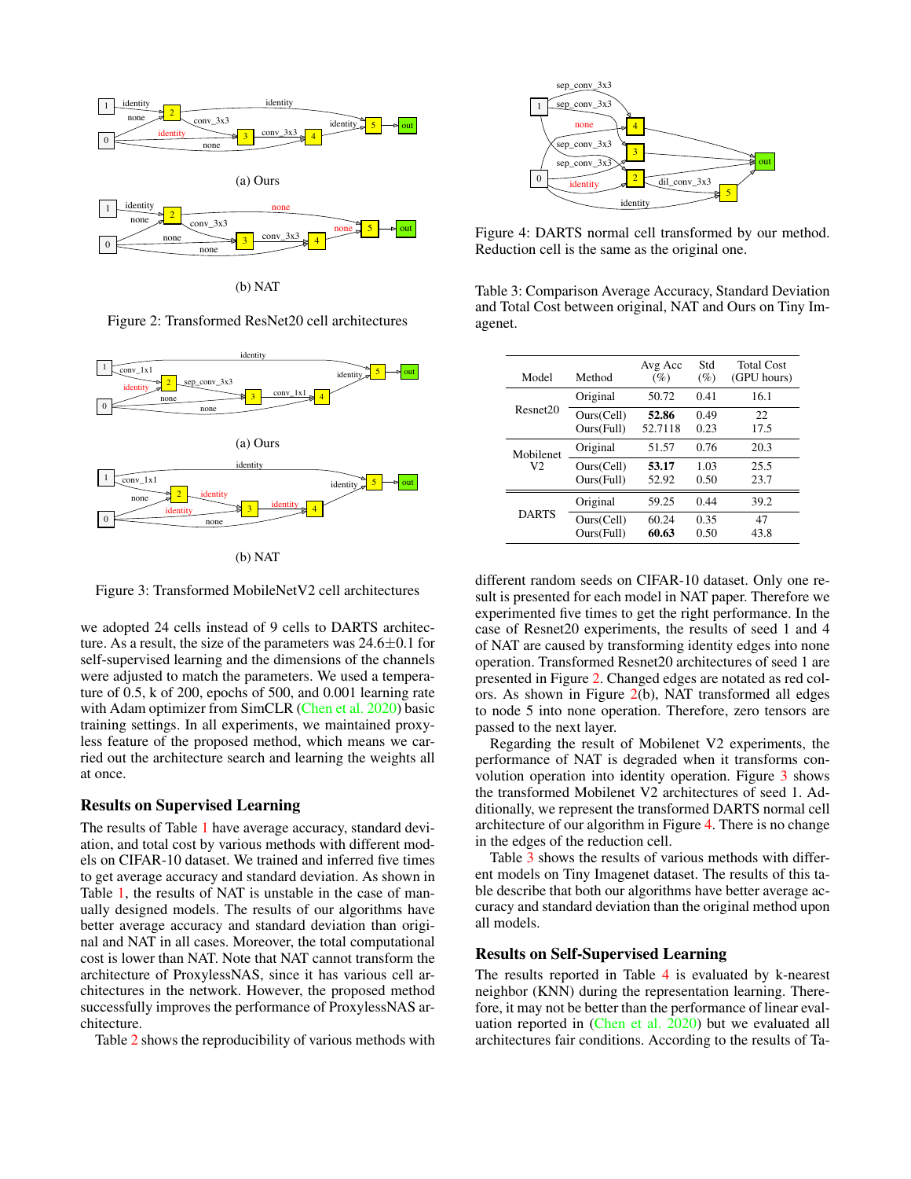(a) Ours

(b) NAT

Figure 2: Transformed ResNet20 cell architectures

(a) Ours

(b) NAT

Figure 3: Transformed MobileNetV2 cell architectures

we adopted 24 cells instead of 9 cells to DARTS architecture. As a result, the size of the parameters was 24.6±0.1 for self-supervised learning and the dimensions of the channels were adjusted to match the parameters. We used a temperature of 0.5, k of 200, epochs of 500, and 0.001 learning rate with Adam optimizer from SimCLR (Chen et al. 2020) basic training settings. In all experiments, we maintained proxyless feature of the proposed method, which means we carried out the architecture search and learning the weights all at once.

## Results on Supervised Learning

The results of Table 1 have average accuracy, standard deviation, and total cost by various methods with different models on CIFAR-10 dataset. We trained and inferred five times to get average accuracy and standard deviation. As shown in Table 1, the results of NAT is unstable in the case of manually designed models. The results of our algorithms have better average accuracy and standard deviation than original and NAT in all cases. Moreover, the total computational cost is lower than NAT. Note that NAT cannot transform the architecture of ProxylessNAS, since it has various cell architectures in the network. However, the proposed method successfully improves the performance of ProxylessNAS architecture.

Table 2 shows the reproducibility of various methods with different random seeds on CIFAR-10 dataset. Only one result is presented for each model in NAT paper. Therefore we experimented five times to get the right performance. In the case of Resnet20 experiments, the results of seed 1 and 4 of NAT are caused by transforming identity edges into none operation. Transformed Resnet20 architectures of seed 1 are presented in Figure 2. Changed edges are notated as red colors. As shown in Figure 2(b), NAT transformed all edges to node 5 into none operation. Therefore, zero tensors are passed to the next layer.

Regarding the result of Mobilenet V2 experiments, the performance of NAT is degraded when it transforms convolution operation into identity operation. Figure 3 shows the transformed Mobilenet V2 architectures of seed 1. Additionally, we represent the transformed DARTS normal cell architecture of our algorithm in Figure 4. There is no change in the edges of the reduction cell.

Figure 4: DARTS normal cell transformed by our method. Reduction cell is the same as the original one.

Table 3: Comparison Average Accuracy, Standard Deviation and Total Cost between original, NAT and Ours on Tiny Imagenet.

| Model | Method | Avg Acc (%) | Std (%) | Total Cost (GPU hours) |
|---|---|---|---|---|
| Resnet20 | Original | 50.72 | 0.41 | 16.1 |
| | Ours(Cell) | **52.86** | 0.49 | 22 |
| | Ours(Full) | 52.7118 | 0.23 | 17.5 |
| Mobilenet V2 | Original | 51.57 | 0.76 | 20.3 |
| | Ours(Cell) | **53.17** | 1.03 | 25.5 |
| | Ours(Full) | 52.92 | 0.50 | 23.7 |
| DARTS | Original | 59.25 | 0.44 | 39.2 |
| | Ours(Cell) | 60.24 | 0.35 | 47 |
| | Ours(Full) | **60.63** | 0.50 | 43.8 |

Table 3 shows the results of various methods with different models on Tiny Imagenet dataset. The results of this table describe that both our algorithms have better average accuracy and standard deviation than the original method upon all models.

## Results on Self-Supervised Learning

The results reported in Table 4 is evaluated by k-nearest neighbor (KNN) during the representation learning. Therefore, it may not be better than the performance of linear evaluation reported in (Chen et al. 2020) but we evaluated all architectures fair conditions. According to the results of Ta-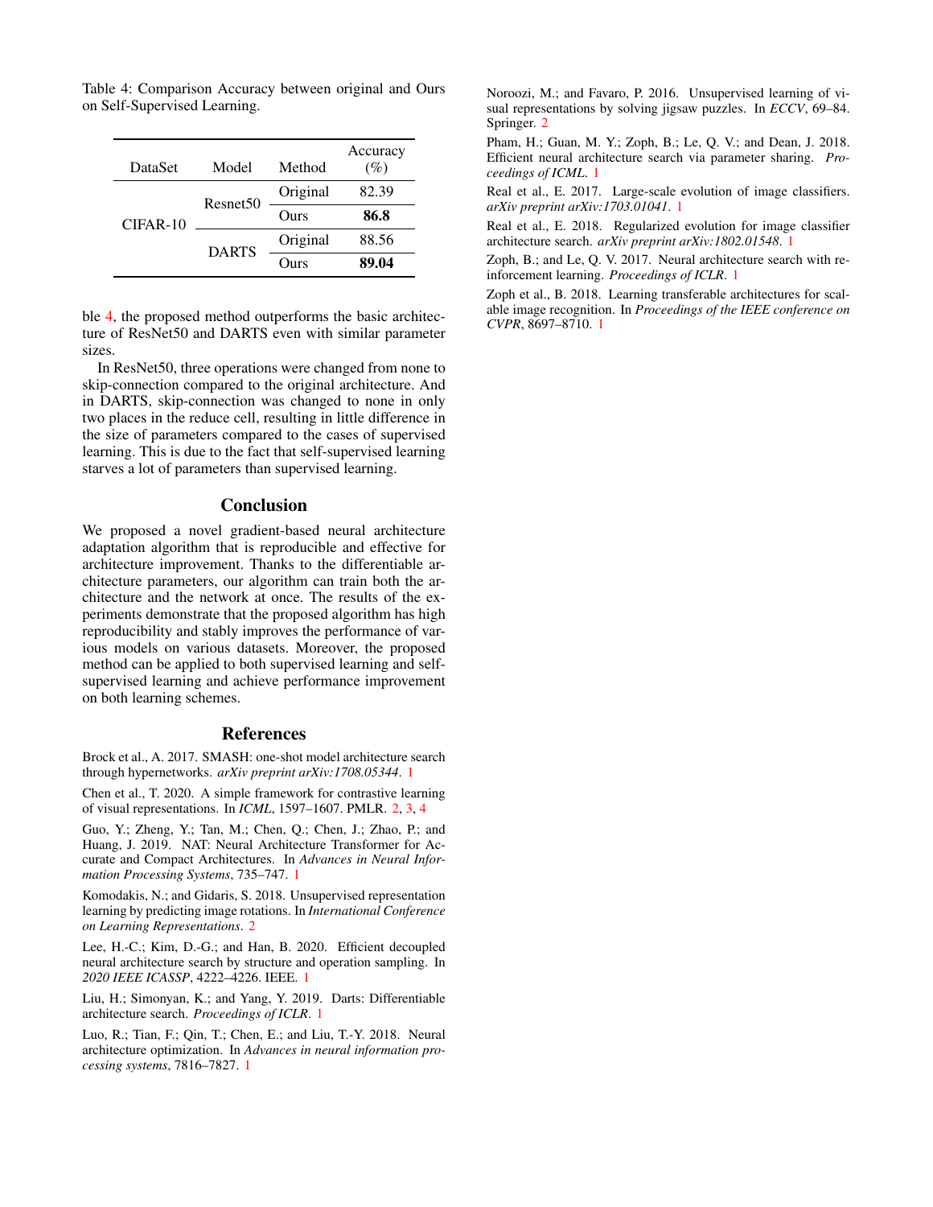Table 4: Comparison Accuracy between original and Ours on Self-Supervised Learning.

| DataSet | Model | Method | Accuracy (%) |
|---|---|---|---|
| CIFAR-10 | Resnet50 | Original | 82.39 |
| | | Ours | **86.8** |
| | DARTS | Original | 88.56 |
| | | Ours | **89.04** |

ble 4, the proposed method outperforms the basic architecture of ResNet50 and DARTS even with similar parameter sizes.

In ResNet50, three operations were changed from none to skip-connection compared to the original architecture. And in DARTS, skip-connection was changed to none in only two places in the reduce cell, resulting in little difference in the size of parameters compared to the cases of supervised learning. This is due to the fact that self-supervised learning starves a lot of parameters than supervised learning.

## Conclusion

We proposed a novel gradient-based neural architecture adaptation algorithm that is reproducible and effective for architecture improvement. Thanks to the differentiable architecture parameters, our algorithm can train both the architecture and the network at once. The results of the experiments demonstrate that the proposed algorithm has high reproducibility and stably improves the performance of various models on various datasets. Moreover, the proposed method can be applied to both supervised learning and self-supervised learning and achieve performance improvement on both learning schemes.

## References

Brock et al., A. 2017. SMASH: one-shot model architecture search through hypernetworks. *arXiv preprint arXiv:1708.05344*. 1

Chen et al., T. 2020. A simple framework for contrastive learning of visual representations. In *ICML*, 1597–1607. PMLR. 2, 3, 4

Guo, Y.; Zheng, Y.; Tan, M.; Chen, Q.; Chen, J.; Zhao, P.; and Huang, J. 2019. NAT: Neural Architecture Transformer for Accurate and Compact Architectures. In *Advances in Neural Information Processing Systems*, 735–747. 1

Komodakis, N.; and Gidaris, S. 2018. Unsupervised representation learning by predicting image rotations. In *International Conference on Learning Representations*. 2

Lee, H.-C.; Kim, D.-G.; and Han, B. 2020. Efficient decoupled neural architecture search by structure and operation sampling. In *2020 IEEE ICASSP*, 4222–4226. IEEE. 1

Liu, H.; Simonyan, K.; and Yang, Y. 2019. Darts: Differentiable architecture search. *Proceedings of ICLR*. 1

Luo, R.; Tian, F.; Qin, T.; Chen, E.; and Liu, T.-Y. 2018. Neural architecture optimization. In *Advances in neural information processing systems*, 7816–7827. 1

Noroozi, M.; and Favaro, P. 2016. Unsupervised learning of visual representations by solving jigsaw puzzles. In *ECCV*, 69–84. Springer. 2

Pham, H.; Guan, M. Y.; Zoph, B.; Le, Q. V.; and Dean, J. 2018. Efficient neural architecture search via parameter sharing. *Proceedings of ICML*. 1

Real et al., E. 2017. Large-scale evolution of image classifiers. *arXiv preprint arXiv:1703.01041*. 1

Real et al., E. 2018. Regularized evolution for image classifier architecture search. *arXiv preprint arXiv:1802.01548*. 1

Zoph, B.; and Le, Q. V. 2017. Neural architecture search with reinforcement learning. *Proceedings of ICLR*. 1

Zoph et al., B. 2018. Learning transferable architectures for scalable image recognition. In *Proceedings of the IEEE conference on CVPR*, 8697–8710. 1